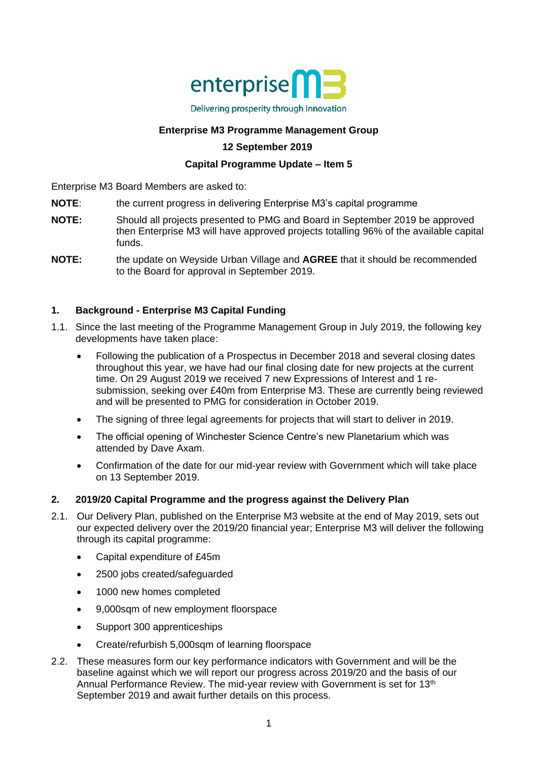enterprise M3

Delivering prosperity through innovation

**Enterprise M3 Programme Management Group**

**12 September 2019**

**Capital Programme Update – Item 5**

Enterprise M3 Board Members are asked to:

**NOTE**: the current progress in delivering Enterprise M3's capital programme

**NOTE:** Should all projects presented to PMG and Board in September 2019 be approved then Enterprise M3 will have approved projects totalling 96% of the available capital funds.

**NOTE:** the update on Weyside Urban Village and **AGREE** that it should be recommended to the Board for approval in September 2019.

## 1. Background - Enterprise M3 Capital Funding

1.1. Since the last meeting of the Programme Management Group in July 2019, the following key developments have taken place:

- Following the publication of a Prospectus in December 2018 and several closing dates throughout this year, we have had our final closing date for new projects at the current time. On 29 August 2019 we received 7 new Expressions of Interest and 1 re-submission, seeking over £40m from Enterprise M3. These are currently being reviewed and will be presented to PMG for consideration in October 2019.
- The signing of three legal agreements for projects that will start to deliver in 2019.
- The official opening of Winchester Science Centre's new Planetarium which was attended by Dave Axam.
- Confirmation of the date for our mid-year review with Government which will take place on 13 September 2019.

## 2. 2019/20 Capital Programme and the progress against the Delivery Plan

2.1. Our Delivery Plan, published on the Enterprise M3 website at the end of May 2019, sets out our expected delivery over the 2019/20 financial year; Enterprise M3 will deliver the following through its capital programme:

- Capital expenditure of £45m
- 2500 jobs created/safeguarded
- 1000 new homes completed
- 9,000sqm of new employment floorspace
- Support 300 apprenticeships
- Create/refurbish 5,000sqm of learning floorspace

2.2. These measures form our key performance indicators with Government and will be the baseline against which we will report our progress across 2019/20 and the basis of our Annual Performance Review. The mid-year review with Government is set for 13th September 2019 and await further details on this process.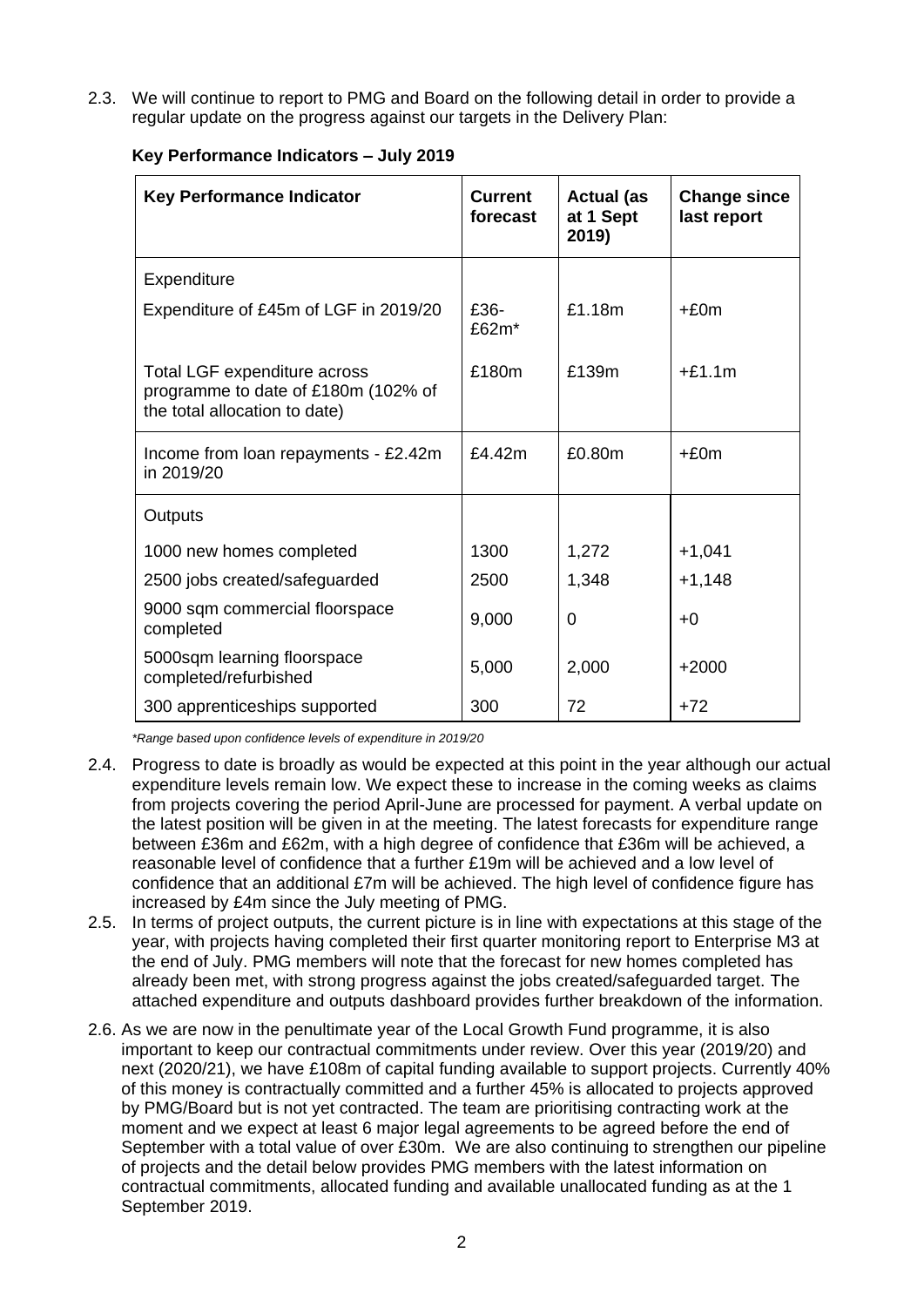2.3. We will continue to report to PMG and Board on the following detail in order to provide a regular update on the progress against our targets in the Delivery Plan:

**Key Performance Indicators – July 2019**

| Key Performance Indicator | Current forecast | Actual (as at 1 Sept 2019) | Change since last report |
|---|---|---|---|
| Expenditure | | | |
| Expenditure of £45m of LGF in 2019/20 | £36-£62m* | £1.18m | +£0m |
| Total LGF expenditure across programme to date of £180m (102% of the total allocation to date) | £180m | £139m | +£1.1m |
| Income from loan repayments - £2.42m in 2019/20 | £4.42m | £0.80m | +£0m |
| Outputs | | | |
| 1000 new homes completed | 1300 | 1,272 | +1,041 |
| 2500 jobs created/safeguarded | 2500 | 1,348 | +1,148 |
| 9000 sqm commercial floorspace completed | 9,000 | 0 | +0 |
| 5000sqm learning floorspace completed/refurbished | 5,000 | 2,000 | +2000 |
| 300 apprenticeships supported | 300 | 72 | +72 |

*Range based upon confidence levels of expenditure in 2019/20*

2.4. Progress to date is broadly as would be expected at this point in the year although our actual expenditure levels remain low. We expect these to increase in the coming weeks as claims from projects covering the period April-June are processed for payment. A verbal update on the latest position will be given in at the meeting. The latest forecasts for expenditure range between £36m and £62m, with a high degree of confidence that £36m will be achieved, a reasonable level of confidence that a further £19m will be achieved and a low level of confidence that an additional £7m will be achieved. The high level of confidence figure has increased by £4m since the July meeting of PMG.

2.5. In terms of project outputs, the current picture is in line with expectations at this stage of the year, with projects having completed their first quarter monitoring report to Enterprise M3 at the end of July. PMG members will note that the forecast for new homes completed has already been met, with strong progress against the jobs created/safeguarded target. The attached expenditure and outputs dashboard provides further breakdown of the information.

2.6. As we are now in the penultimate year of the Local Growth Fund programme, it is also important to keep our contractual commitments under review. Over this year (2019/20) and next (2020/21), we have £108m of capital funding available to support projects. Currently 40% of this money is contractually committed and a further 45% is allocated to projects approved by PMG/Board but is not yet contracted. The team are prioritising contracting work at the moment and we expect at least 6 major legal agreements to be agreed before the end of September with a total value of over £30m. We are also continuing to strengthen our pipeline of projects and the detail below provides PMG members with the latest information on contractual commitments, allocated funding and available unallocated funding as at the 1 September 2019.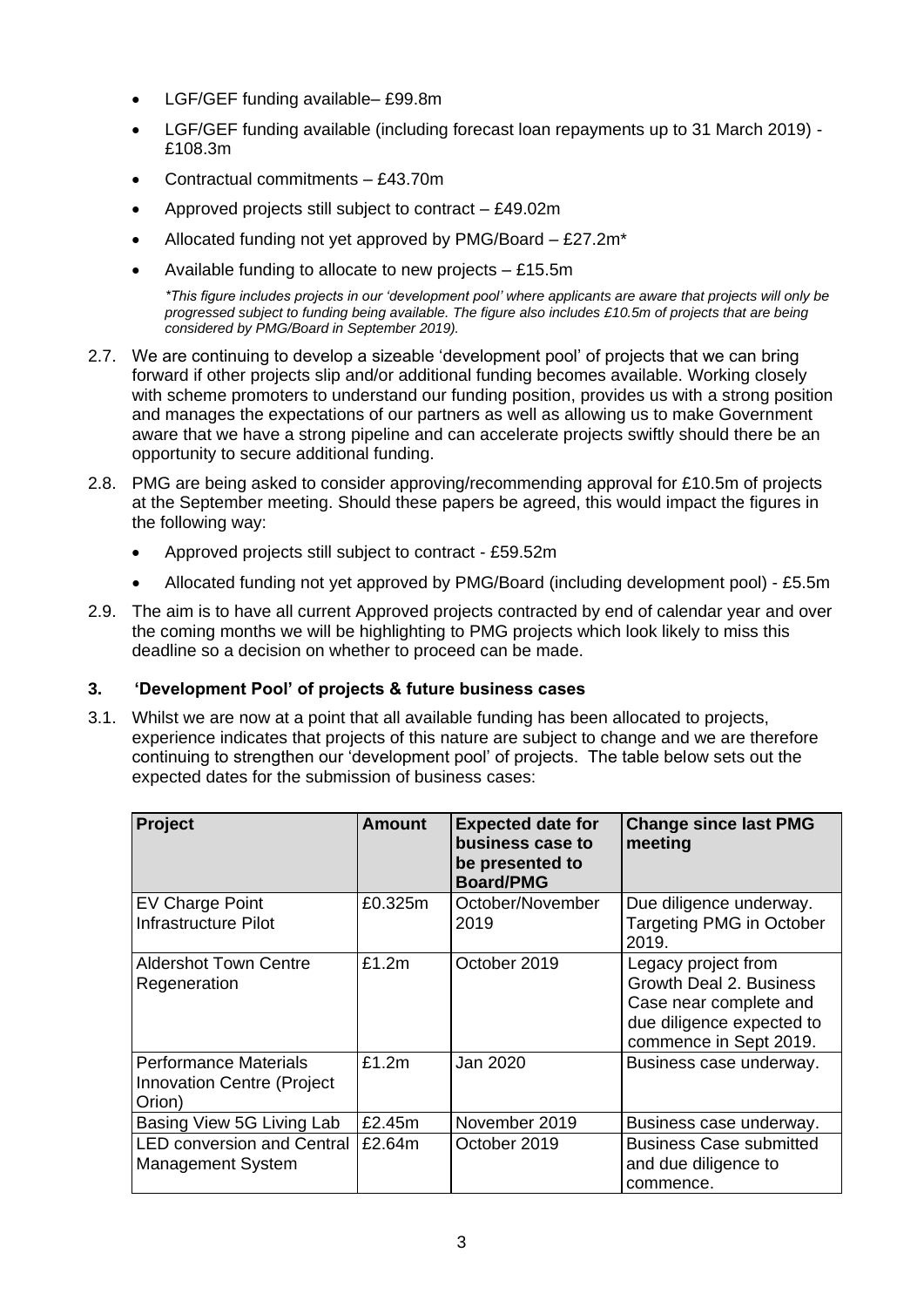- LGF/GEF funding available– £99.8m
- LGF/GEF funding available (including forecast loan repayments up to 31 March 2019) - £108.3m
- Contractual commitments – £43.70m
- Approved projects still subject to contract – £49.02m
- Allocated funding not yet approved by PMG/Board – £27.2m*
- Available funding to allocate to new projects – £15.5m

*\*This figure includes projects in our 'development pool' where applicants are aware that projects will only be progressed subject to funding being available. The figure also includes £10.5m of projects that are being considered by PMG/Board in September 2019).*

2.7. We are continuing to develop a sizeable 'development pool' of projects that we can bring forward if other projects slip and/or additional funding becomes available. Working closely with scheme promoters to understand our funding position, provides us with a strong position and manages the expectations of our partners as well as allowing us to make Government aware that we have a strong pipeline and can accelerate projects swiftly should there be an opportunity to secure additional funding.

2.8. PMG are being asked to consider approving/recommending approval for £10.5m of projects at the September meeting. Should these papers be agreed, this would impact the figures in the following way:

- Approved projects still subject to contract - £59.52m
- Allocated funding not yet approved by PMG/Board (including development pool) - £5.5m

2.9. The aim is to have all current Approved projects contracted by end of calendar year and over the coming months we will be highlighting to PMG projects which look likely to miss this deadline so a decision on whether to proceed can be made.

### 3. 'Development Pool' of projects & future business cases

3.1. Whilst we are now at a point that all available funding has been allocated to projects, experience indicates that projects of this nature are subject to change and we are therefore continuing to strengthen our 'development pool' of projects. The table below sets out the expected dates for the submission of business cases:

| Project | Amount | Expected date for business case to be presented to Board/PMG | Change since last PMG meeting |
|---|---|---|---|
| EV Charge Point Infrastructure Pilot | £0.325m | October/November 2019 | Due diligence underway. Targeting PMG in October 2019. |
| Aldershot Town Centre Regeneration | £1.2m | October 2019 | Legacy project from Growth Deal 2. Business Case near complete and due diligence expected to commence in Sept 2019. |
| Performance Materials Innovation Centre (Project Orion) | £1.2m | Jan 2020 | Business case underway. |
| Basing View 5G Living Lab | £2.45m | November 2019 | Business case underway. |
| LED conversion and Central Management System | £2.64m | October 2019 | Business Case submitted and due diligence to commence. |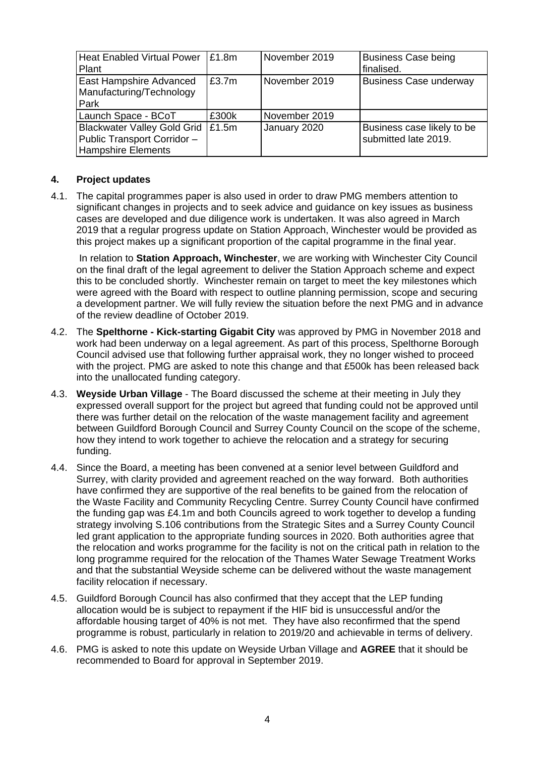| Heat Enabled Virtual Power Plant | £1.8m | November 2019 | Business Case being finalised. |
|---|---|---|---|
| East Hampshire Advanced Manufacturing/Technology Park | £3.7m | November 2019 | Business Case underway |
| Launch Space - BCoT | £300k | November 2019 | |
| Blackwater Valley Gold Grid Public Transport Corridor – Hampshire Elements | £1.5m | January 2020 | Business case likely to be submitted late 2019. |

## 4. Project updates

4.1. The capital programmes paper is also used in order to draw PMG members attention to significant changes in projects and to seek advice and guidance on key issues as business cases are developed and due diligence work is undertaken. It was also agreed in March 2019 that a regular progress update on Station Approach, Winchester would be provided as this project makes up a significant proportion of the capital programme in the final year.

In relation to **Station Approach, Winchester**, we are working with Winchester City Council on the final draft of the legal agreement to deliver the Station Approach scheme and expect this to be concluded shortly. Winchester remain on target to meet the key milestones which were agreed with the Board with respect to outline planning permission, scope and securing a development partner. We will fully review the situation before the next PMG and in advance of the review deadline of October 2019.

4.2. The **Spelthorne - Kick-starting Gigabit City** was approved by PMG in November 2018 and work had been underway on a legal agreement. As part of this process, Spelthorne Borough Council advised use that following further appraisal work, they no longer wished to proceed with the project. PMG are asked to note this change and that £500k has been released back into the unallocated funding category.

4.3. **Weyside Urban Village** - The Board discussed the scheme at their meeting in July they expressed overall support for the project but agreed that funding could not be approved until there was further detail on the relocation of the waste management facility and agreement between Guildford Borough Council and Surrey County Council on the scope of the scheme, how they intend to work together to achieve the relocation and a strategy for securing funding.

4.4. Since the Board, a meeting has been convened at a senior level between Guildford and Surrey, with clarity provided and agreement reached on the way forward. Both authorities have confirmed they are supportive of the real benefits to be gained from the relocation of the Waste Facility and Community Recycling Centre. Surrey County Council have confirmed the funding gap was £4.1m and both Councils agreed to work together to develop a funding strategy involving S.106 contributions from the Strategic Sites and a Surrey County Council led grant application to the appropriate funding sources in 2020. Both authorities agree that the relocation and works programme for the facility is not on the critical path in relation to the long programme required for the relocation of the Thames Water Sewage Treatment Works and that the substantial Weyside scheme can be delivered without the waste management facility relocation if necessary.

4.5. Guildford Borough Council has also confirmed that they accept that the LEP funding allocation would be is subject to repayment if the HIF bid is unsuccessful and/or the affordable housing target of 40% is not met. They have also reconfirmed that the spend programme is robust, particularly in relation to 2019/20 and achievable in terms of delivery.

4.6. PMG is asked to note this update on Weyside Urban Village and **AGREE** that it should be recommended to Board for approval in September 2019.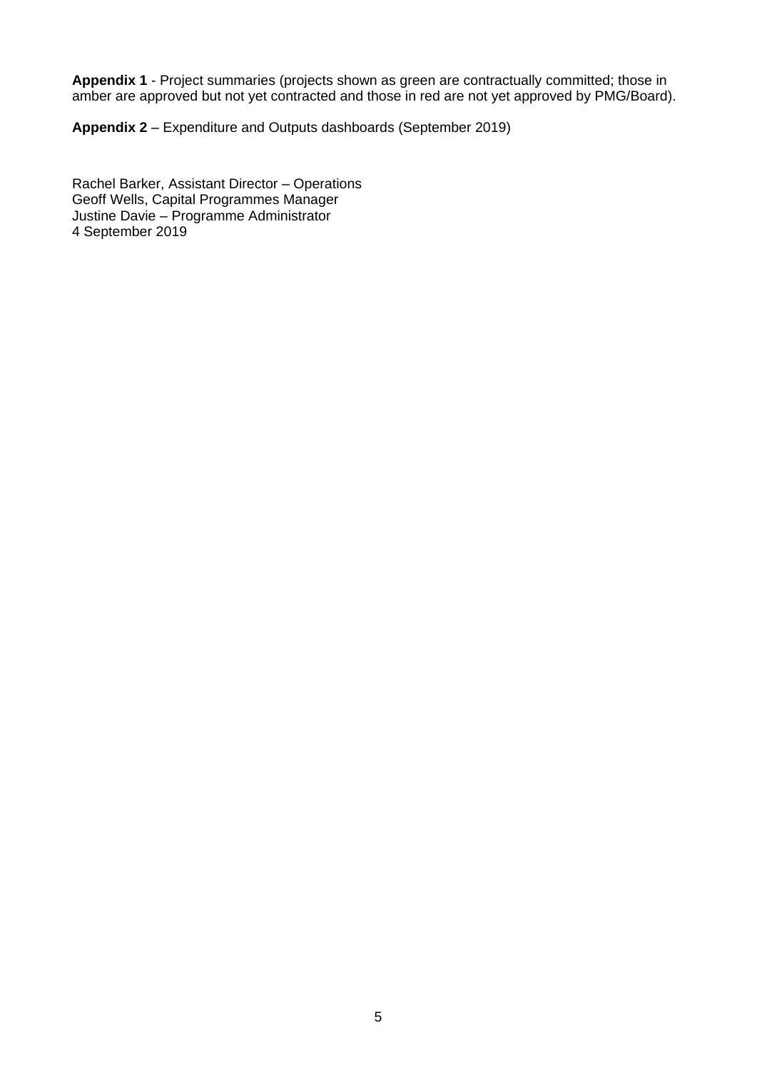**Appendix 1** - Project summaries (projects shown as green are contractually committed; those in amber are approved but not yet contracted and those in red are not yet approved by PMG/Board).

**Appendix 2** – Expenditure and Outputs dashboards (September 2019)

Rachel Barker, Assistant Director – Operations
Geoff Wells, Capital Programmes Manager
Justine Davie – Programme Administrator
4 September 2019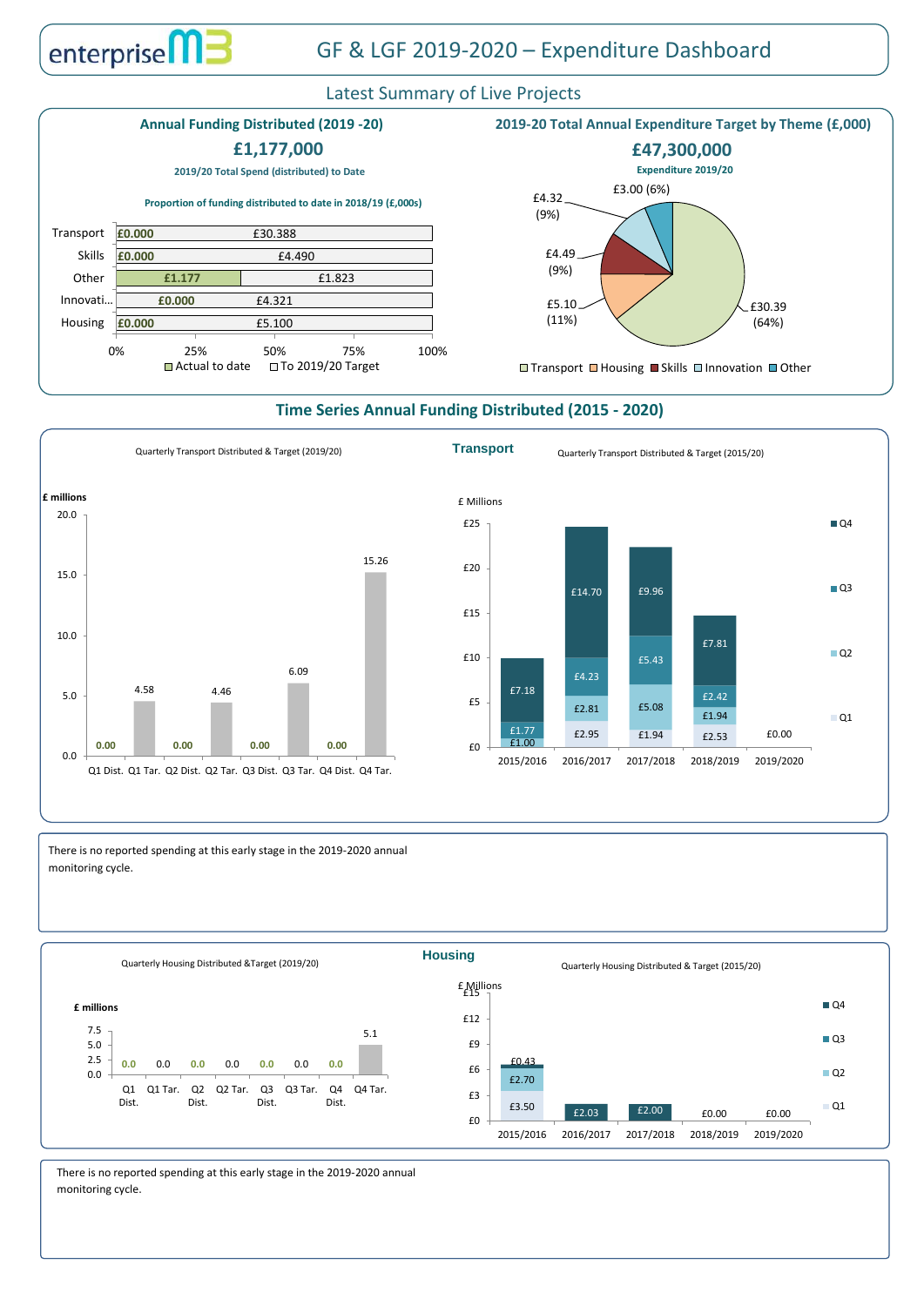# GF & LGF 2019-2020 – Expenditure Dashboard

## Latest Summary of Live Projects

### Annual Funding Distributed (2019 -20)

**£1,177,000**

2019/20 Total Spend (distributed) to Date

Proportion of funding distributed to date in 2018/19 (£,000s)

| | Actual to date | To 2019/20 Target |
|---|---|---|
| Transport | £0.000 | £30.388 |
| Skills | £0.000 | £4.490 |
| Other | £1.177 | £1.823 |
| Innovati... | £0.000 | £4.321 |
| Housing | £0.000 | £5.100 |

### 2019-20 Total Annual Expenditure Target by Theme (£,000)

**£47,300,000**

Expenditure 2019/20

| Theme | Value | Share |
|---|---|---|
| Transport | £30.39 | 64% |
| Housing | £5.10 | 11% |
| Skills | £4.49 | 9% |
| Innovation | £4.32 | 9% |
| Other | £3.00 | 6% |

## Time Series Annual Funding Distributed (2015 - 2020)

### Transport

Quarterly Transport Distributed & Target (2019/20) (£ millions)

| Q1 Dist. | Q1 Tar. | Q2 Dist. | Q2 Tar. | Q3 Dist. | Q3 Tar. | Q4 Dist. | Q4 Tar. |
|---|---|---|---|---|---|---|---|
| 0.00 | 4.58 | 0.00 | 4.46 | 0.00 | 6.09 | 0.00 | 15.26 |

Quarterly Transport Distributed & Target (2015/20) (£ Millions)

| | 2015/2016 | 2016/2017 | 2017/2018 | 2018/2019 | 2019/2020 |
|---|---|---|---|---|---|
| Q1 | £1.00 | £2.95 | £1.94 | £2.53 | £0.00 |
| Q2 | | £2.81 | £5.08 | £1.94 | |
| Q3 | £1.77 | £4.23 | £5.43 | £2.42 | |
| Q4 | £7.18 | £14.70 | £9.96 | £7.81 | |

There is no reported spending at this early stage in the 2019-2020 annual monitoring cycle.

### Housing

Quarterly Housing Distributed &Target (2019/20) (£ millions)

| Q1 Dist. | Q1 Tar. | Q2 Dist. | Q2 Tar. | Q3 Dist. | Q3 Tar. | Q4 Dist. | Q4 Tar. |
|---|---|---|---|---|---|---|---|
| 0.0 | 0.0 | 0.0 | 0.0 | 0.0 | 0.0 | 0.0 | 5.1 |

Quarterly Housing Distributed & Target (2015/20) (£ Millions)

| | 2015/2016 | 2016/2017 | 2017/2018 | 2018/2019 | 2019/2020 |
|---|---|---|---|---|---|
| Q1 | £3.50 | | | £0.00 | £0.00 |
| Q2 | £2.70 | | | | |
| Q3 | | | | | |
| Q4 | £0.43 | £2.03 | £2.00 | | |

There is no reported spending at this early stage in the 2019-2020 annual monitoring cycle.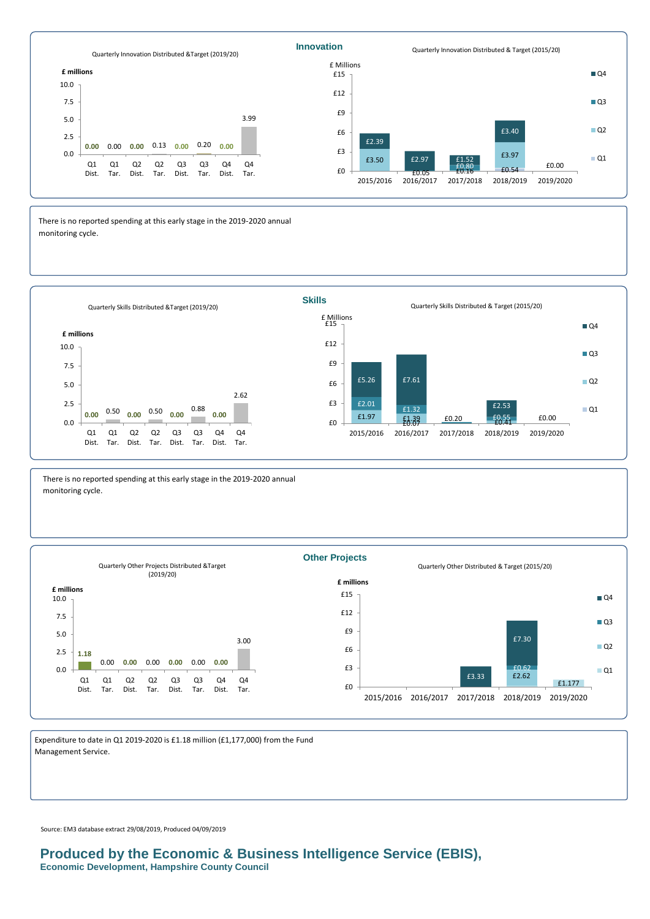## Innovation

**Quarterly Innovation Distributed &Target (2019/20)**

£ millions

| | Q1 Dist. | Q1 Tar. | Q2 Dist. | Q2 Tar. | Q3 Dist. | Q3 Tar. | Q4 Dist. | Q4 Tar. |
|---|---|---|---|---|---|---|---|---|
| £ millions | 0.00 | 0.00 | 0.00 | 0.13 | 0.00 | 0.20 | 0.00 | 3.99 |

**Quarterly Innovation Distributed & Target (2015/20)**

£ Millions

| | 2015/2016 | 2016/2017 | 2017/2018 | 2018/2019 | 2019/2020 |
|---|---|---|---|---|---|
| Q1 | | | £0.16 | £0.54 | |
| Q2 | £3.50 | £0.05 | £0.80 | £3.97 | |
| Q3 | | | | | |
| Q4 | £2.39 | £2.97 | £1.52 | £3.40 | £0.00 |

There is no reported spending at this early stage in the 2019-2020 annual monitoring cycle.

## Skills

**Quarterly Skills Distributed &Target (2019/20)**

£ millions

| | Q1 Dist. | Q1 Tar. | Q2 Dist. | Q2 Tar. | Q3 Dist. | Q3 Tar. | Q4 Dist. | Q4 Tar. |
|---|---|---|---|---|---|---|---|---|
| £ millions | 0.00 | 0.50 | 0.00 | 0.50 | 0.00 | 0.88 | 0.00 | 2.62 |

**Quarterly Skills Distributed & Target (2015/20)**

£ Millions

| | 2015/2016 | 2016/2017 | 2017/2018 | 2018/2019 | 2019/2020 |
|---|---|---|---|---|---|
| Q1 | £1.97 | £0.07 | | £0.41 | |
| Q2 | | £1.39 | | | |
| Q3 | £2.01 | £1.32 | | £0.55 | |
| Q4 | £5.26 | £7.61 | £0.20 | £2.53 | £0.00 |

There is no reported spending at this early stage in the 2019-2020 annual monitoring cycle.

## Other Projects

**Quarterly Other Projects Distributed &Target (2019/20)**

£ millions

| | Q1 Dist. | Q1 Tar. | Q2 Dist. | Q2 Tar. | Q3 Dist. | Q3 Tar. | Q4 Dist. | Q4 Tar. |
|---|---|---|---|---|---|---|---|---|
| £ millions | 1.18 | 0.00 | 0.00 | 0.00 | 0.00 | 0.00 | 0.00 | 3.00 |

**Quarterly Other Distributed & Target (2015/20)**

£ millions

| | 2015/2016 | 2016/2017 | 2017/2018 | 2018/2019 | 2019/2020 |
|---|---|---|---|---|---|
| Q1 | | | | | £1.177 |
| Q2 | | | | £2.62 | |
| Q3 | | | | £0.62 | |
| Q4 | | | £3.33 | £7.30 | |

Expenditure to date in Q1 2019-2020 is £1.18 million (£1,177,000) from the Fund Management Service.

Source: EM3 database extract 29/08/2019, Produced 04/09/2019

**Produced by the Economic & Business Intelligence Service (EBIS),**
**Economic Development, Hampshire County Council**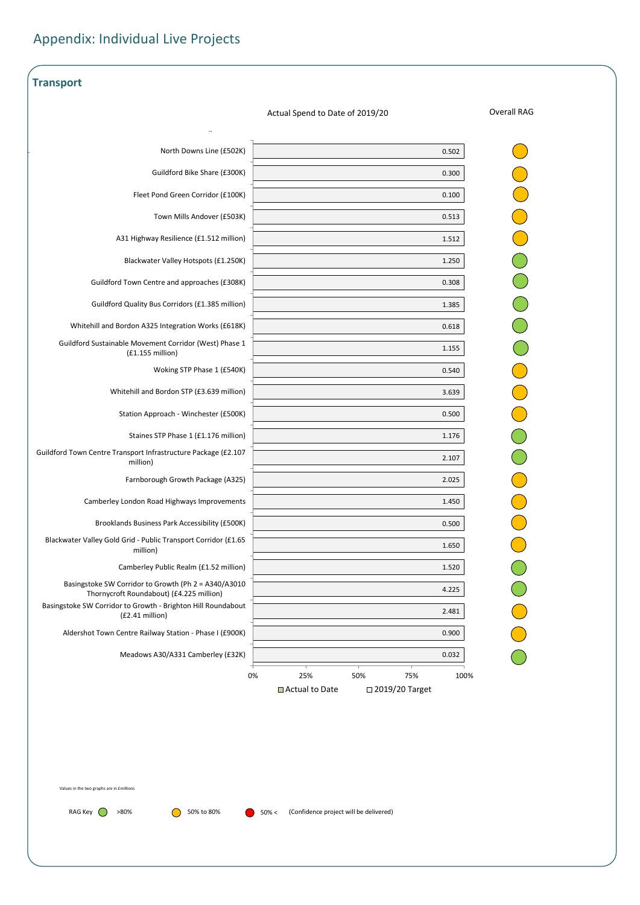# Appendix: Individual Live Projects

## Transport

Actual Spend to Date of 2019/20

| Project | Actual Spend to Date of 2019/20 | Overall RAG |
|---|---|---|
| North Downs Line (£502K) | 0.502 | Amber |
| Guildford Bike Share (£300K) | 0.300 | Amber |
| Fleet Pond Green Corridor (£100K) | 0.100 | Amber |
| Town Mills Andover (£503K) | 0.513 | Amber |
| A31 Highway Resilience (£1.512 million) | 1.512 | Amber |
| Blackwater Valley Hotspots (£1.250K) | 1.250 | Green |
| Guildford Town Centre and approaches (£308K) | 0.308 | Green |
| Guildford Quality Bus Corridors (£1.385 million) | 1.385 | Green |
| Whitehill and Bordon A325 Integration Works (£618K) | 0.618 | Green |
| Guildford Sustainable Movement Corridor (West) Phase 1 (£1.155 million) | 1.155 | Green |
| Woking STP Phase 1 (£540K) | 0.540 | Amber |
| Whitehill and Bordon STP (£3.639 million) | 3.639 | Amber |
| Station Approach - Winchester (£500K) | 0.500 | Amber |
| Staines STP Phase 1 (£1.176 million) | 1.176 | Green |
| Guildford Town Centre Transport Infrastructure Package (£2.107 million) | 2.107 | Green |
| Farnborough Growth Package (A325) | 2.025 | Amber |
| Camberley London Road Highways Improvements | 1.450 | Amber |
| Brooklands Business Park Accessibility (£500K) | 0.500 | Amber |
| Blackwater Valley Gold Grid - Public Transport Corridor (£1.65 million) | 1.650 | Amber |
| Camberley Public Realm (£1.52 million) | 1.520 | Green |
| Basingstoke SW Corridor to Growth (Ph 2 = A340/A3010 Thornycroft Roundabout) (£4.225 million) | 4.225 | Green |
| Basingstoke SW Corridor to Growth - Brighton Hill Roundabout (£2.41 million) | 2.481 | Amber |
| Aldershot Town Centre Railway Station - Phase I (£900K) | 0.900 | Amber |
| Meadows A30/A331 Camberley (£32K) | 0.032 | Green |

0% 25% 50% 75% 100%

Actual to Date  2019/20 Target

Values in the two graphs are in £millions

RAG Key: Green >80%; Amber 50% to 80%; Red 50% < (Confidence project will be delivered)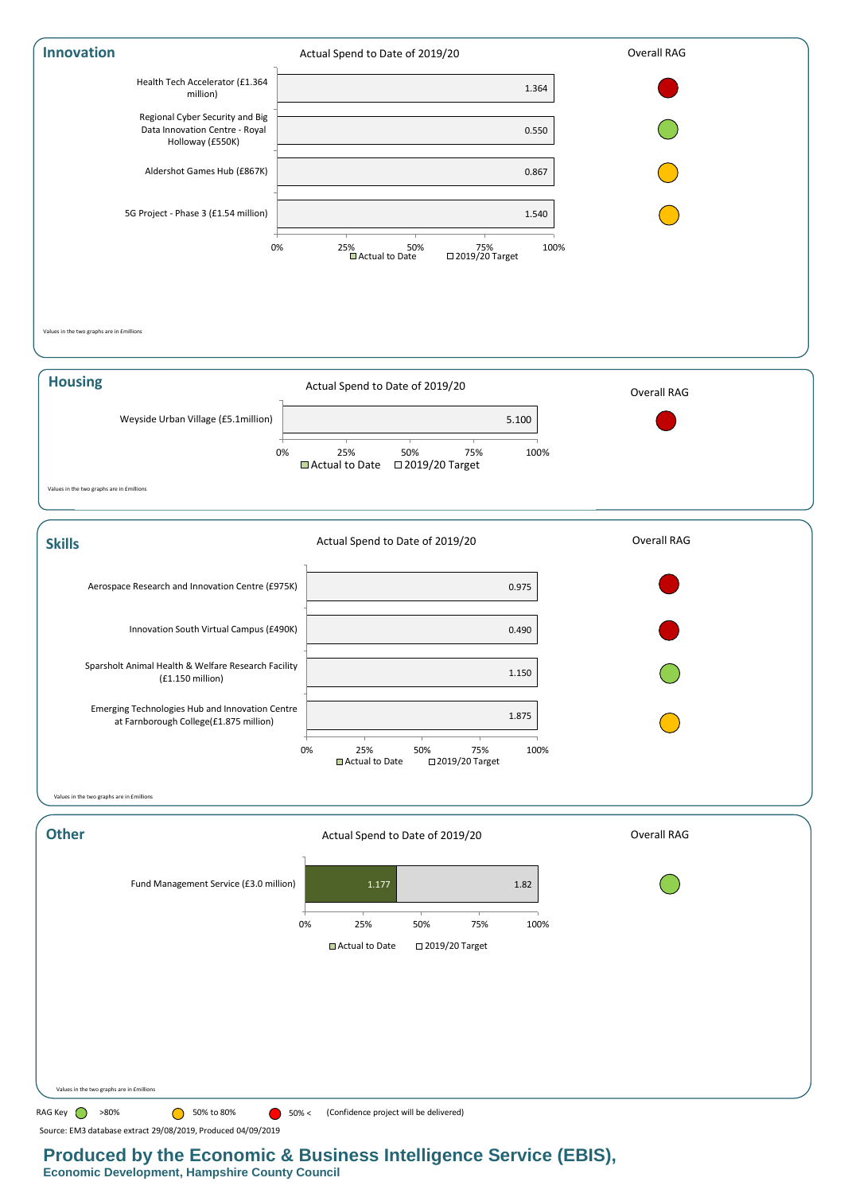## Innovation

**Actual Spend to Date of 2019/20**

| Project | Actual to Date | 2019/20 Target | Overall RAG |
|---|---|---|---|
| Health Tech Accelerator (£1.364 million) | | 1.364 | Red |
| Regional Cyber Security and Big Data Innovation Centre - Royal Holloway (£550K) | | 0.550 | Green |
| Aldershot Games Hub (£867K) | | 0.867 | Amber |
| 5G Project - Phase 3 (£1.54 million) | | 1.540 | Amber |

Values in the two graphs are in £millions

## Housing

**Actual Spend to Date of 2019/20**

| Project | Actual to Date | 2019/20 Target | Overall RAG |
|---|---|---|---|
| Weyside Urban Village (£5.1million) | | 5.100 | Red |

Values in the two graphs are in £millions

## Skills

**Actual Spend to Date of 2019/20**

| Project | Actual to Date | 2019/20 Target | Overall RAG |
|---|---|---|---|
| Aerospace Research and Innovation Centre (£975K) | | 0.975 | Red |
| Innovation South Virtual Campus (£490K) | | 0.490 | Red |
| Sparsholt Animal Health & Welfare Research Facility (£1.150 million) | | 1.150 | Green |
| Emerging Technologies Hub and Innovation Centre at Farnborough College(£1.875 million) | | 1.875 | Amber |

Values in the two graphs are in £millions

## Other

**Actual Spend to Date of 2019/20**

| Project | Actual to Date | 2019/20 Target | Overall RAG |
|---|---|---|---|
| Fund Management Service (£3.0 million) | 1.177 | 1.82 | Green |

Values in the two graphs are in £millions

RAG Key: Green >80% | Amber 50% to 80% | Red 50% < (Confidence project will be delivered)

Source: EM3 database extract 29/08/2019, Produced 04/09/2019

**Produced by the Economic & Business Intelligence Service (EBIS),**
**Economic Development, Hampshire County Council**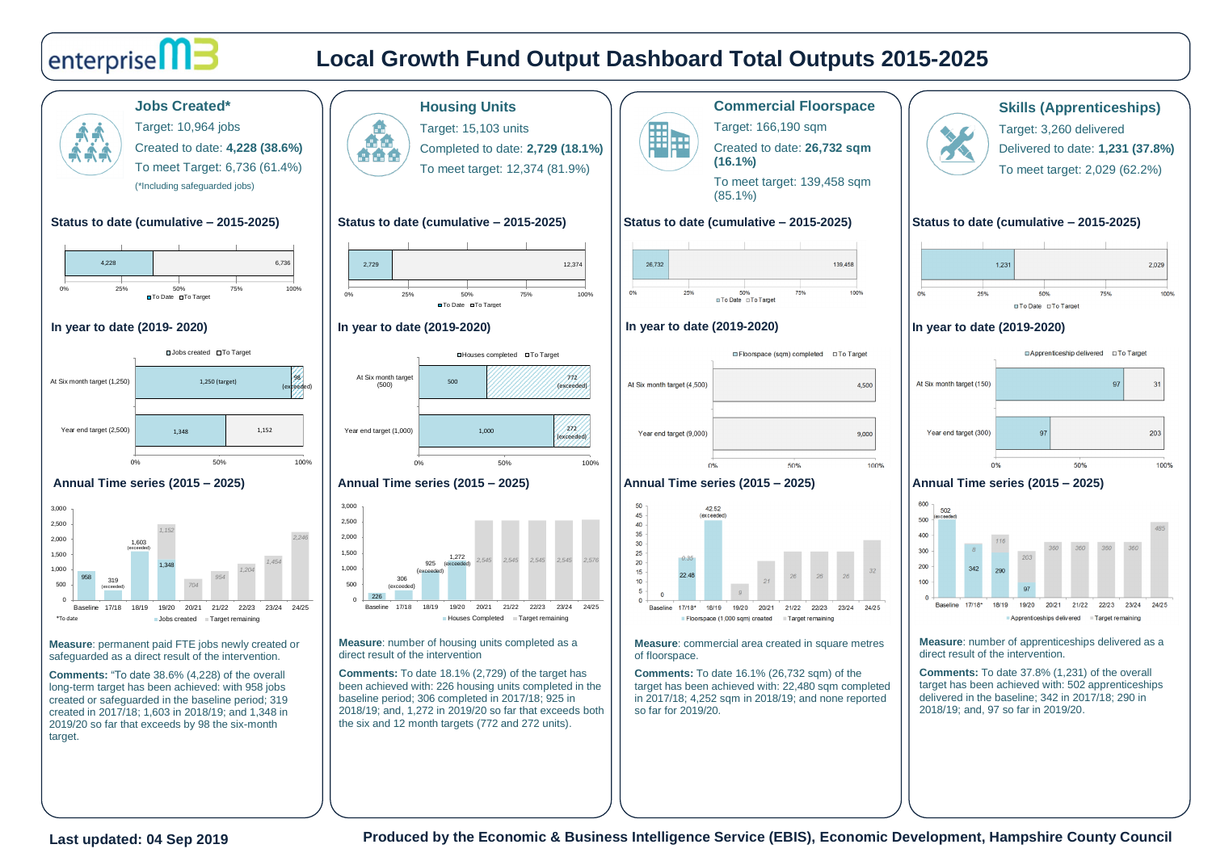# Local Growth Fund Output Dashboard Total Outputs 2015-2025

enterpriseM3

## Jobs Created*

Target: 10,964 jobs

Created to date: **4,228 (38.6%)**

To meet Target: 6,736 (61.4%)

(*Including safeguarded jobs)

### Status to date (cumulative – 2015-2025)

4,228
6,736
0% 25% 50% 75% 100%
To Date To Target

### In year to date (2019- 2020)

Jobs created To Target
At Six month target (1,250) 1,250 (target) 98 (exceeded)
Year end target (2,500) 1,348 1,152
0% 50% 100%

### Annual Time series (2015 – 2025)

3,000 2,500 2,000 1,500 1,000 500 0
958 319 (exceeded) 1,603 (exceeded) 1,348 1,152 704 954 1,204 1,454 2,246
Baseline 17/18 18/19 19/20 20/21 21/22 22/23 23/24 24/25
*To date Jobs created Target remaining

**Measure**: permanent paid FTE jobs newly created or safeguarded as a direct result of the intervention.

**Comments:** "To date 38.6% (4,228) of the overall long-term target has been achieved: with 958 jobs created or safeguarded in the baseline period; 319 created in 2017/18; 1,603 in 2018/19; and 1,348 in 2019/20 so far that exceeds by 98 the six-month target.

## Housing Units

Target: 15,103 units

Completed to date: **2,729 (18.1%)**

To meet target: 12,374 (81.9%)

### Status to date (cumulative – 2015-2025)

2,729
12,374
0% 25% 50% 75% 100%
To Date To Target

### In year to date (2019-2020)

Houses completed To Target
At Six month target (500) 500 772 (exceeded)
Year end target (1,000) 1,000 272 (exceeded)
0% 50% 100%

### Annual Time series (2015 – 2025)

3,000 2,500 2,000 1,500 1,000 500 0
226 306 (exceeded) 925 (exceeded) 1,272 (exceeded) 2,545 2,545 2,545 2,545 2,576
Baseline 17/18 18/19 19/20 20/21 21/22 22/23 23/24 24/25
Houses Completed Target remaining

**Measure**: number of housing units completed as a direct result of the intervention

**Comments:** To date 18.1% (2,729) of the target has been achieved with: 226 housing units completed in the baseline period; 306 completed in 2017/18; 925 in 2018/19; and, 1,272 in 2019/20 so far that exceeds both the six and 12 month targets (772 and 272 units).

## Commercial Floorspace

Target: 166,190 sqm

Created to date: **26,732 sqm (16.1%)**

To meet target: 139,458 sqm (85.1%)

### Status to date (cumulative – 2015-2025)

26,732
139,458
0% 25% 50% 75% 100%
To Date To Target

### In year to date (2019-2020)

Floorspace (sqm) completed To Target
At Six month target (4,500) 4,500
Year end target (9,000) 9,000
0% 50% 100%

### Annual Time series (2015 – 2025)

50 45 40 35 30 25 20 15 10 5 0
0 0.35 22.48 42.52 (exceeded) 9 21 26 26 26 32
Baseline 17/18* 18/19 19/20 20/21 21/22 22/23 23/24 24/25
Floorspace (1,000 sqm) created Target remaining

**Measure**: commercial area created in square metres of floorspace.

**Comments:** To date 16.1% (26,732 sqm) of the target has been achieved with: 22,480 sqm completed in 2017/18; 4,252 sqm in 2018/19; and none reported so far for 2019/20.

## Skills (Apprenticeships)

Target: 3,260 delivered

Delivered to date: **1,231 (37.8%)**

To meet target: 2,029 (62.2%)

### Status to date (cumulative – 2015-2025)

1,231
2,029
0% 25% 50% 75% 100%
To Date To Target

### In year to date (2019-2020)

Apprenticeship delivered To Target
At Six month target (150) 97 31
Year end target (300) 97 203
0% 50% 100%

### Annual Time series (2015 – 2025)

600 500 400 300 200 100 0
502 (exceeded) 8 342 116 290 203 97 360 360 360 360 485
Baseline 17/18* 18/19 19/20 20/21 21/22 22/23 23/24 24/25
Apprenticeships delivered Target remaining

**Measure**: number of apprenticeships delivered as a direct result of the intervention.

**Comments:** To date 37.8% (1,231) of the overall target has been achieved with: 502 apprenticeships delivered in the baseline; 342 in 2017/18; 290 in 2018/19; and, 97 so far in 2019/20.

**Last updated: 04 Sep 2019**

**Produced by the Economic & Business Intelligence Service (EBIS), Economic Development, Hampshire County Council**